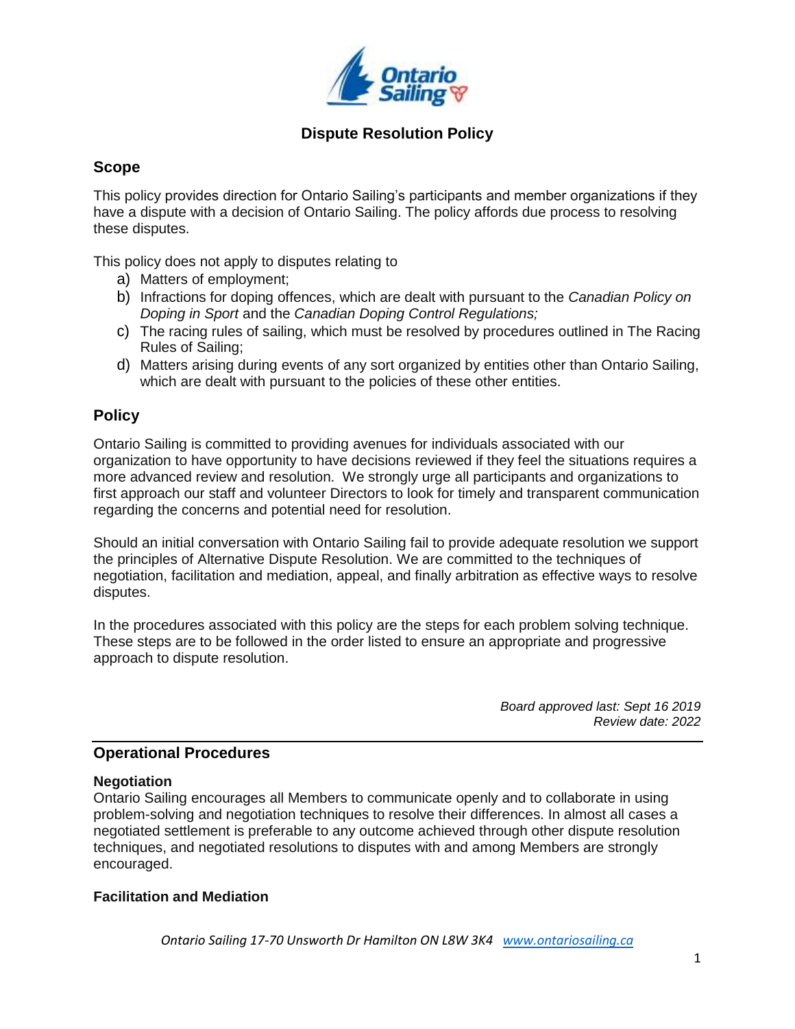# Dispute Resolution Policy

## Scope

This policy provides direction for Ontario Sailing's participants and member organizations if they have a dispute with a decision of Ontario Sailing. The policy affords due process to resolving these disputes.

This policy does not apply to disputes relating to

a) Matters of employment;
b) Infractions for doping offences, which are dealt with pursuant to the *Canadian Policy on Doping in Sport* and the *Canadian Doping Control Regulations;*
c) The racing rules of sailing, which must be resolved by procedures outlined in The Racing Rules of Sailing;
d) Matters arising during events of any sort organized by entities other than Ontario Sailing, which are dealt with pursuant to the policies of these other entities.

## Policy

Ontario Sailing is committed to providing avenues for individuals associated with our organization to have opportunity to have decisions reviewed if they feel the situations requires a more advanced review and resolution. We strongly urge all participants and organizations to first approach our staff and volunteer Directors to look for timely and transparent communication regarding the concerns and potential need for resolution.

Should an initial conversation with Ontario Sailing fail to provide adequate resolution we support the principles of Alternative Dispute Resolution. We are committed to the techniques of negotiation, facilitation and mediation, appeal, and finally arbitration as effective ways to resolve disputes.

In the procedures associated with this policy are the steps for each problem solving technique. These steps are to be followed in the order listed to ensure an appropriate and progressive approach to dispute resolution.

*Board approved last: Sept 16 2019*
*Review date: 2022*

---

## Operational Procedures

### Negotiation

Ontario Sailing encourages all Members to communicate openly and to collaborate in using problem-solving and negotiation techniques to resolve their differences. In almost all cases a negotiated settlement is preferable to any outcome achieved through other dispute resolution techniques, and negotiated resolutions to disputes with and among Members are strongly encouraged.

### Facilitation and Mediation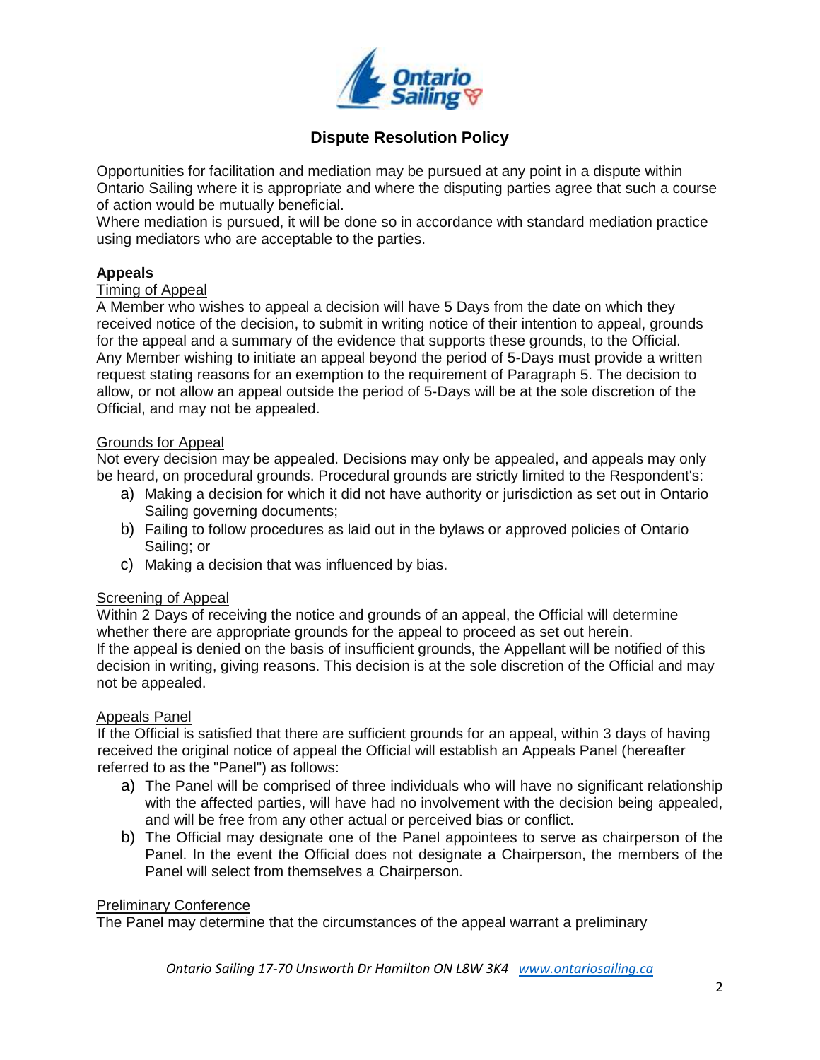# Dispute Resolution Policy

Opportunities for facilitation and mediation may be pursued at any point in a dispute within Ontario Sailing where it is appropriate and where the disputing parties agree that such a course of action would be mutually beneficial.
Where mediation is pursued, it will be done so in accordance with standard mediation practice using mediators who are acceptable to the parties.

## Appeals

Timing of Appeal
A Member who wishes to appeal a decision will have 5 Days from the date on which they received notice of the decision, to submit in writing notice of their intention to appeal, grounds for the appeal and a summary of the evidence that supports these grounds, to the Official. Any Member wishing to initiate an appeal beyond the period of 5-Days must provide a written request stating reasons for an exemption to the requirement of Paragraph 5. The decision to allow, or not allow an appeal outside the period of 5-Days will be at the sole discretion of the Official, and may not be appealed.

Grounds for Appeal
Not every decision may be appealed. Decisions may only be appealed, and appeals may only be heard, on procedural grounds. Procedural grounds are strictly limited to the Respondent's:

a) Making a decision for which it did not have authority or jurisdiction as set out in Ontario Sailing governing documents;
b) Failing to follow procedures as laid out in the bylaws or approved policies of Ontario Sailing; or
c) Making a decision that was influenced by bias.

Screening of Appeal
Within 2 Days of receiving the notice and grounds of an appeal, the Official will determine whether there are appropriate grounds for the appeal to proceed as set out herein.
If the appeal is denied on the basis of insufficient grounds, the Appellant will be notified of this decision in writing, giving reasons. This decision is at the sole discretion of the Official and may not be appealed.

Appeals Panel
If the Official is satisfied that there are sufficient grounds for an appeal, within 3 days of having received the original notice of appeal the Official will establish an Appeals Panel (hereafter referred to as the "Panel") as follows:

a) The Panel will be comprised of three individuals who will have no significant relationship with the affected parties, will have had no involvement with the decision being appealed, and will be free from any other actual or perceived bias or conflict.
b) The Official may designate one of the Panel appointees to serve as chairperson of the Panel. In the event the Official does not designate a Chairperson, the members of the Panel will select from themselves a Chairperson.

Preliminary Conference
The Panel may determine that the circumstances of the appeal warrant a preliminary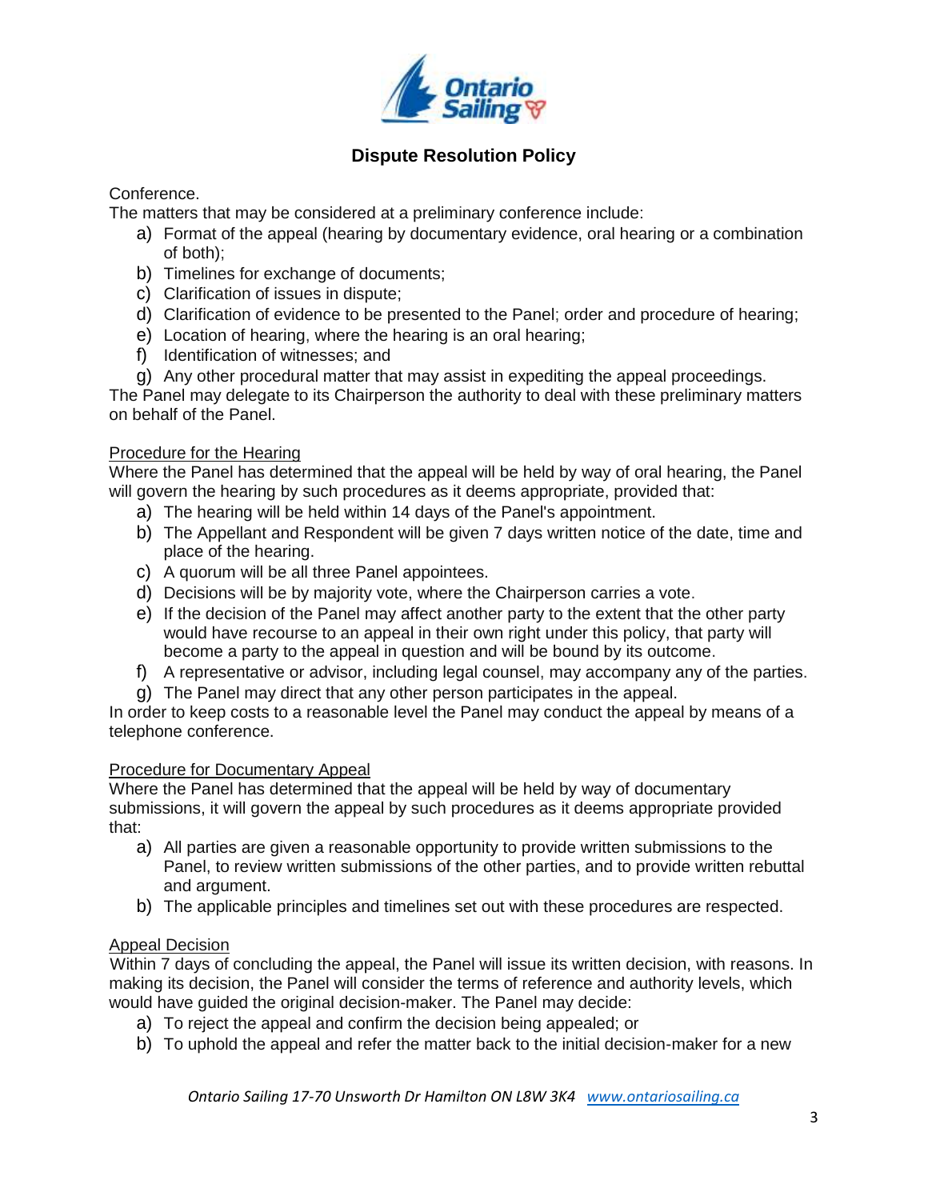Conference.

The matters that may be considered at a preliminary conference include:

a) Format of the appeal (hearing by documentary evidence, oral hearing or a combination of both);
b) Timelines for exchange of documents;
c) Clarification of issues in dispute;
d) Clarification of evidence to be presented to the Panel; order and procedure of hearing;
e) Location of hearing, where the hearing is an oral hearing;
f) Identification of witnesses; and
g) Any other procedural matter that may assist in expediting the appeal proceedings.

The Panel may delegate to its Chairperson the authority to deal with these preliminary matters on behalf of the Panel.

Procedure for the Hearing

Where the Panel has determined that the appeal will be held by way of oral hearing, the Panel will govern the hearing by such procedures as it deems appropriate, provided that:

a) The hearing will be held within 14 days of the Panel's appointment.
b) The Appellant and Respondent will be given 7 days written notice of the date, time and place of the hearing.
c) A quorum will be all three Panel appointees.
d) Decisions will be by majority vote, where the Chairperson carries a vote.
e) If the decision of the Panel may affect another party to the extent that the other party would have recourse to an appeal in their own right under this policy, that party will become a party to the appeal in question and will be bound by its outcome.
f) A representative or advisor, including legal counsel, may accompany any of the parties.
g) The Panel may direct that any other person participates in the appeal.

In order to keep costs to a reasonable level the Panel may conduct the appeal by means of a telephone conference.

Procedure for Documentary Appeal

Where the Panel has determined that the appeal will be held by way of documentary submissions, it will govern the appeal by such procedures as it deems appropriate provided that:

a) All parties are given a reasonable opportunity to provide written submissions to the Panel, to review written submissions of the other parties, and to provide written rebuttal and argument.
b) The applicable principles and timelines set out with these procedures are respected.

Appeal Decision

Within 7 days of concluding the appeal, the Panel will issue its written decision, with reasons. In making its decision, the Panel will consider the terms of reference and authority levels, which would have guided the original decision-maker. The Panel may decide:

a) To reject the appeal and confirm the decision being appealed; or
b) To uphold the appeal and refer the matter back to the initial decision-maker for a new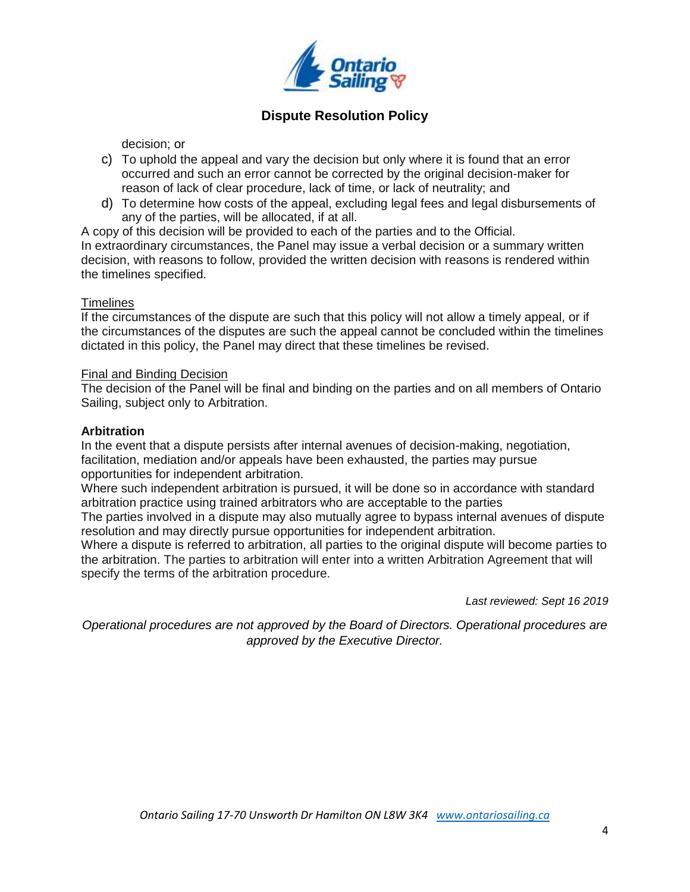decision; or

c) To uphold the appeal and vary the decision but only where it is found that an error occurred and such an error cannot be corrected by the original decision-maker for reason of lack of clear procedure, lack of time, or lack of neutrality; and
d) To determine how costs of the appeal, excluding legal fees and legal disbursements of any of the parties, will be allocated, if at all.

A copy of this decision will be provided to each of the parties and to the Official.
In extraordinary circumstances, the Panel may issue a verbal decision or a summary written decision, with reasons to follow, provided the written decision with reasons is rendered within the timelines specified.

<u>Timelines</u>
If the circumstances of the dispute are such that this policy will not allow a timely appeal, or if the circumstances of the disputes are such the appeal cannot be concluded within the timelines dictated in this policy, the Panel may direct that these timelines be revised.

<u>Final and Binding Decision</u>
The decision of the Panel will be final and binding on the parties and on all members of Ontario Sailing, subject only to Arbitration.

**Arbitration**
In the event that a dispute persists after internal avenues of decision-making, negotiation, facilitation, mediation and/or appeals have been exhausted, the parties may pursue opportunities for independent arbitration.
Where such independent arbitration is pursued, it will be done so in accordance with standard arbitration practice using trained arbitrators who are acceptable to the parties
The parties involved in a dispute may also mutually agree to bypass internal avenues of dispute resolution and may directly pursue opportunities for independent arbitration.
Where a dispute is referred to arbitration, all parties to the original dispute will become parties to the arbitration. The parties to arbitration will enter into a written Arbitration Agreement that will specify the terms of the arbitration procedure.

*Last reviewed: Sept 16 2019*

*Operational procedures are not approved by the Board of Directors. Operational procedures are approved by the Executive Director.*